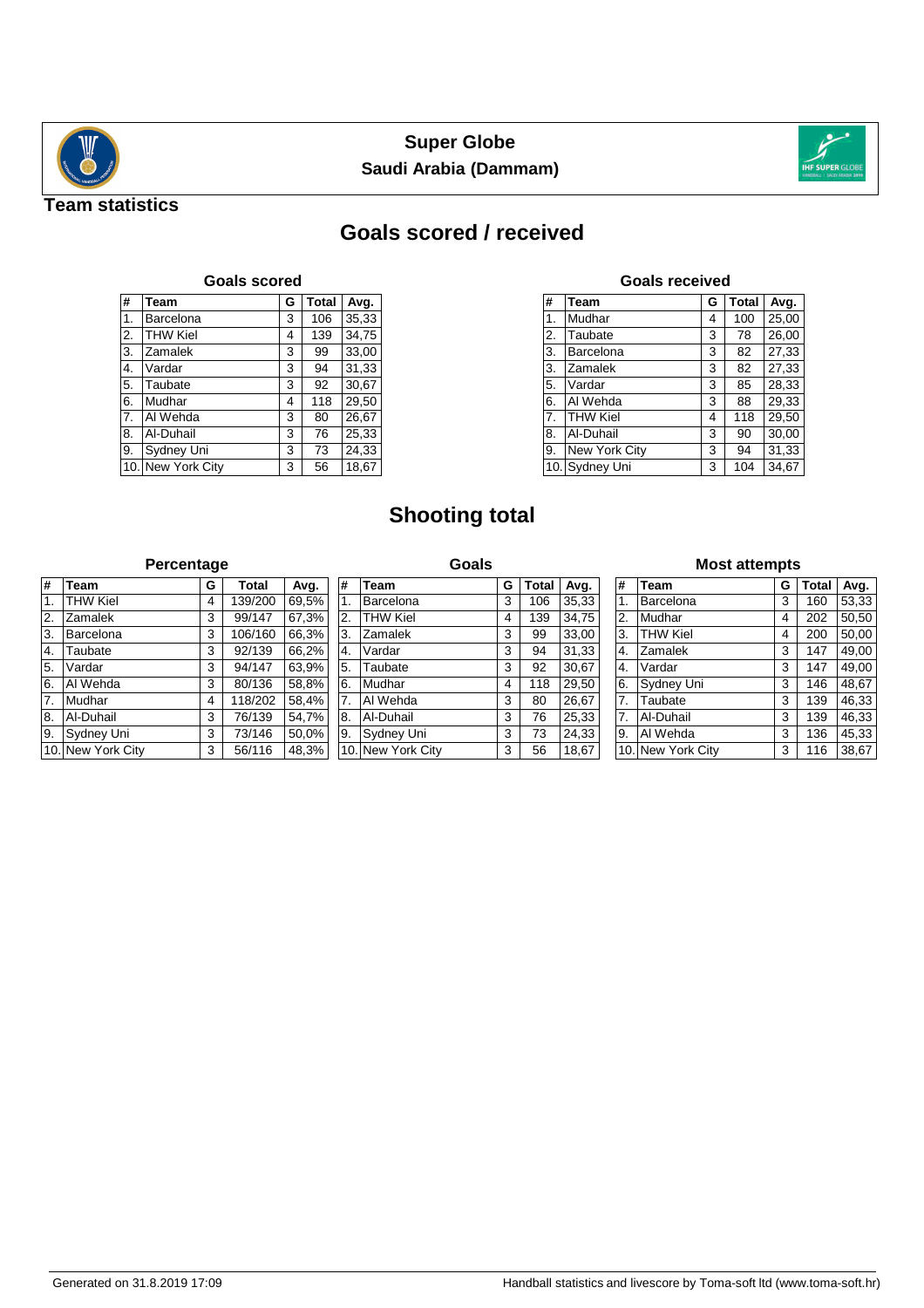# Super Globe

## Saudi Arabia (Dammam)

**Team statistics**

# Goals scored / received

### Goals scored

| # | Team | G | Total | Avg. |
|---|---|---|---|---|
| 1. | Barcelona | 3 | 106 | 35,33 |
| 2. | THW Kiel | 4 | 139 | 34,75 |
| 3. | Zamalek | 3 | 99 | 33,00 |
| 4. | Vardar | 3 | 94 | 31,33 |
| 5. | Taubate | 3 | 92 | 30,67 |
| 6. | Mudhar | 4 | 118 | 29,50 |
| 7. | Al Wehda | 3 | 80 | 26,67 |
| 8. | Al-Duhail | 3 | 76 | 25,33 |
| 9. | Sydney Uni | 3 | 73 | 24,33 |
| 10. | New York City | 3 | 56 | 18,67 |

### Goals received

| # | Team | G | Total | Avg. |
|---|---|---|---|---|
| 1. | Mudhar | 4 | 100 | 25,00 |
| 2. | Taubate | 3 | 78 | 26,00 |
| 3. | Barcelona | 3 | 82 | 27,33 |
| 3. | Zamalek | 3 | 82 | 27,33 |
| 5. | Vardar | 3 | 85 | 28,33 |
| 6. | Al Wehda | 3 | 88 | 29,33 |
| 7. | THW Kiel | 4 | 118 | 29,50 |
| 8. | Al-Duhail | 3 | 90 | 30,00 |
| 9. | New York City | 3 | 94 | 31,33 |
| 10. | Sydney Uni | 3 | 104 | 34,67 |

# Shooting total

### Percentage

| # | Team | G | Total | Avg. |
|---|---|---|---|---|
| 1. | THW Kiel | 4 | 139/200 | 69,5% |
| 2. | Zamalek | 3 | 99/147 | 67,3% |
| 3. | Barcelona | 3 | 106/160 | 66,3% |
| 4. | Taubate | 3 | 92/139 | 66,2% |
| 5. | Vardar | 3 | 94/147 | 63,9% |
| 6. | Al Wehda | 3 | 80/136 | 58,8% |
| 7. | Mudhar | 4 | 118/202 | 58,4% |
| 8. | Al-Duhail | 3 | 76/139 | 54,7% |
| 9. | Sydney Uni | 3 | 73/146 | 50,0% |
| 10. | New York City | 3 | 56/116 | 48,3% |

### Goals

| # | Team | G | Total | Avg. |
|---|---|---|---|---|
| 1. | Barcelona | 3 | 106 | 35,33 |
| 2. | THW Kiel | 4 | 139 | 34,75 |
| 3. | Zamalek | 3 | 99 | 33,00 |
| 4. | Vardar | 3 | 94 | 31,33 |
| 5. | Taubate | 3 | 92 | 30,67 |
| 6. | Mudhar | 4 | 118 | 29,50 |
| 7. | Al Wehda | 3 | 80 | 26,67 |
| 8. | Al-Duhail | 3 | 76 | 25,33 |
| 9. | Sydney Uni | 3 | 73 | 24,33 |
| 10. | New York City | 3 | 56 | 18,67 |

### Most attempts

| # | Team | G | Total | Avg. |
|---|---|---|---|---|
| 1. | Barcelona | 3 | 160 | 53,33 |
| 2. | Mudhar | 4 | 202 | 50,50 |
| 3. | THW Kiel | 4 | 200 | 50,00 |
| 4. | Zamalek | 3 | 147 | 49,00 |
| 4. | Vardar | 3 | 147 | 49,00 |
| 6. | Sydney Uni | 3 | 146 | 48,67 |
| 7. | Taubate | 3 | 139 | 46,33 |
| 7. | Al-Duhail | 3 | 139 | 46,33 |
| 9. | Al Wehda | 3 | 136 | 45,33 |
| 10. | New York City | 3 | 116 | 38,67 |

Generated on 31.8.2019 17:09

Handball statistics and livescore by Toma-soft ltd (www.toma-soft.hr)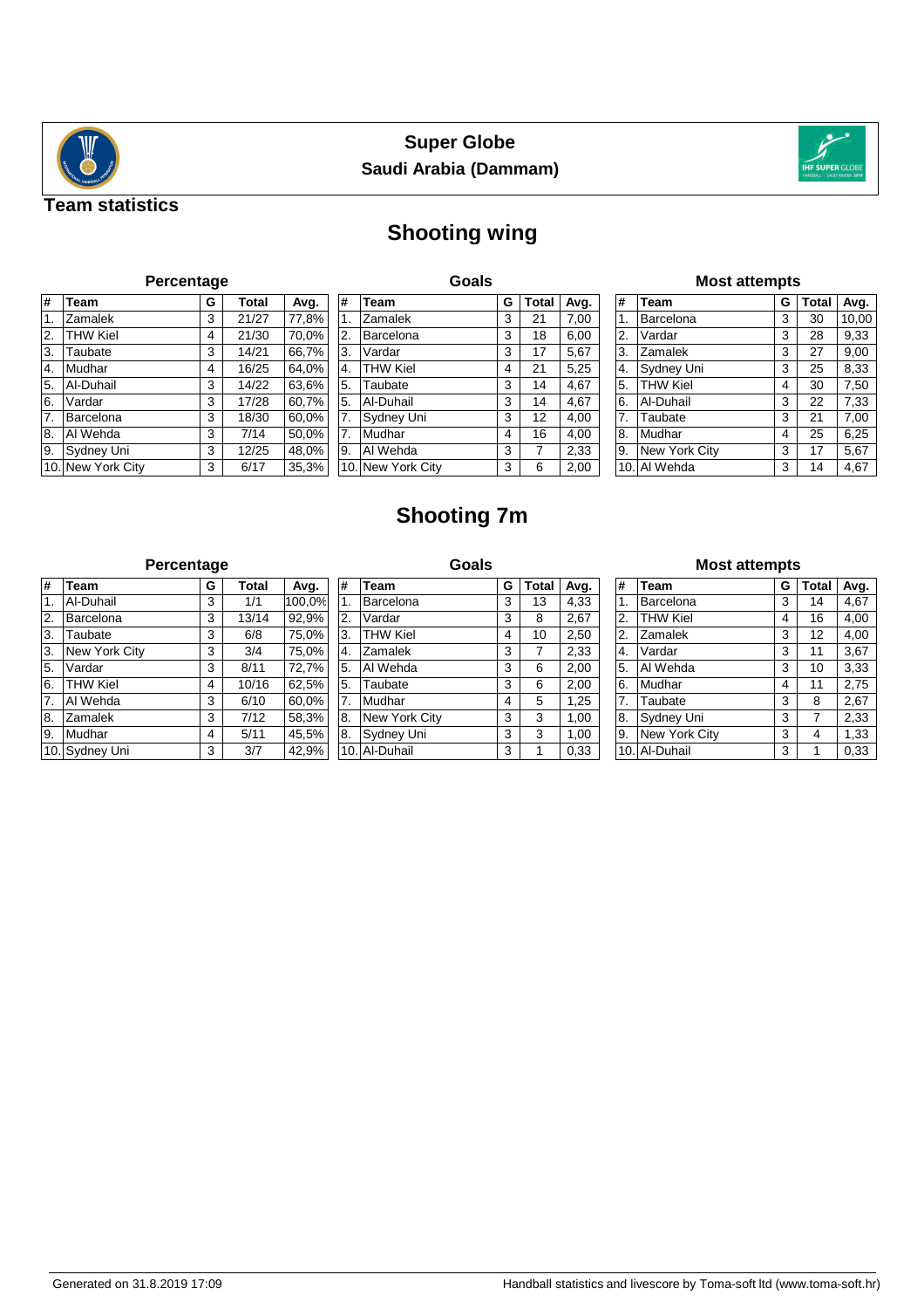# Super Globe

## Saudi Arabia (Dammam)

### Team statistics

## Shooting wing

### Percentage

| # | Team | G | Total | Avg. |
|---|---|---|---|---|
| 1. | Zamalek | 3 | 21/27 | 77,8% |
| 2. | THW Kiel | 4 | 21/30 | 70,0% |
| 3. | Taubate | 3 | 14/21 | 66,7% |
| 4. | Mudhar | 4 | 16/25 | 64,0% |
| 5. | Al-Duhail | 3 | 14/22 | 63,6% |
| 6. | Vardar | 3 | 17/28 | 60,7% |
| 7. | Barcelona | 3 | 18/30 | 60,0% |
| 8. | Al Wehda | 3 | 7/14 | 50,0% |
| 9. | Sydney Uni | 3 | 12/25 | 48,0% |
| 10. | New York City | 3 | 6/17 | 35,3% |

### Goals

| # | Team | G | Total | Avg. |
|---|---|---|---|---|
| 1. | Zamalek | 3 | 21 | 7,00 |
| 2. | Barcelona | 3 | 18 | 6,00 |
| 3. | Vardar | 3 | 17 | 5,67 |
| 4. | THW Kiel | 4 | 21 | 5,25 |
| 5. | Taubate | 3 | 14 | 4,67 |
| 5. | Al-Duhail | 3 | 14 | 4,67 |
| 7. | Sydney Uni | 3 | 12 | 4,00 |
| 7. | Mudhar | 4 | 16 | 4,00 |
| 9. | Al Wehda | 3 | 7 | 2,33 |
| 10. | New York City | 3 | 6 | 2,00 |

### Most attempts

| # | Team | G | Total | Avg. |
|---|---|---|---|---|
| 1. | Barcelona | 3 | 30 | 10,00 |
| 2. | Vardar | 3 | 28 | 9,33 |
| 3. | Zamalek | 3 | 27 | 9,00 |
| 4. | Sydney Uni | 3 | 25 | 8,33 |
| 5. | THW Kiel | 4 | 30 | 7,50 |
| 6. | Al-Duhail | 3 | 22 | 7,33 |
| 7. | Taubate | 3 | 21 | 7,00 |
| 8. | Mudhar | 4 | 25 | 6,25 |
| 9. | New York City | 3 | 17 | 5,67 |
| 10. | Al Wehda | 3 | 14 | 4,67 |

## Shooting 7m

### Percentage

| # | Team | G | Total | Avg. |
|---|---|---|---|---|
| 1. | Al-Duhail | 3 | 1/1 | 100,0% |
| 2. | Barcelona | 3 | 13/14 | 92,9% |
| 3. | Taubate | 3 | 6/8 | 75,0% |
| 3. | New York City | 3 | 3/4 | 75,0% |
| 5. | Vardar | 3 | 8/11 | 72,7% |
| 6. | THW Kiel | 4 | 10/16 | 62,5% |
| 7. | Al Wehda | 3 | 6/10 | 60,0% |
| 8. | Zamalek | 3 | 7/12 | 58,3% |
| 9. | Mudhar | 4 | 5/11 | 45,5% |
| 10. | Sydney Uni | 3 | 3/7 | 42,9% |

### Goals

| # | Team | G | Total | Avg. |
|---|---|---|---|---|
| 1. | Barcelona | 3 | 13 | 4,33 |
| 2. | Vardar | 3 | 8 | 2,67 |
| 3. | THW Kiel | 4 | 10 | 2,50 |
| 4. | Zamalek | 3 | 7 | 2,33 |
| 5. | Al Wehda | 3 | 6 | 2,00 |
| 5. | Taubate | 3 | 6 | 2,00 |
| 7. | Mudhar | 4 | 5 | 1,25 |
| 8. | New York City | 3 | 3 | 1,00 |
| 8. | Sydney Uni | 3 | 3 | 1,00 |
| 10. | Al-Duhail | 3 | 1 | 0,33 |

### Most attempts

| # | Team | G | Total | Avg. |
|---|---|---|---|---|
| 1. | Barcelona | 3 | 14 | 4,67 |
| 2. | THW Kiel | 4 | 16 | 4,00 |
| 2. | Zamalek | 3 | 12 | 4,00 |
| 4. | Vardar | 3 | 11 | 3,67 |
| 5. | Al Wehda | 3 | 10 | 3,33 |
| 6. | Mudhar | 4 | 11 | 2,75 |
| 7. | Taubate | 3 | 8 | 2,67 |
| 8. | Sydney Uni | 3 | 7 | 2,33 |
| 9. | New York City | 3 | 4 | 1,33 |
| 10. | Al-Duhail | 3 | 1 | 0,33 |

Generated on 31.8.2019 17:09

Handball statistics and livescore by Toma-soft ltd (www.toma-soft.hr)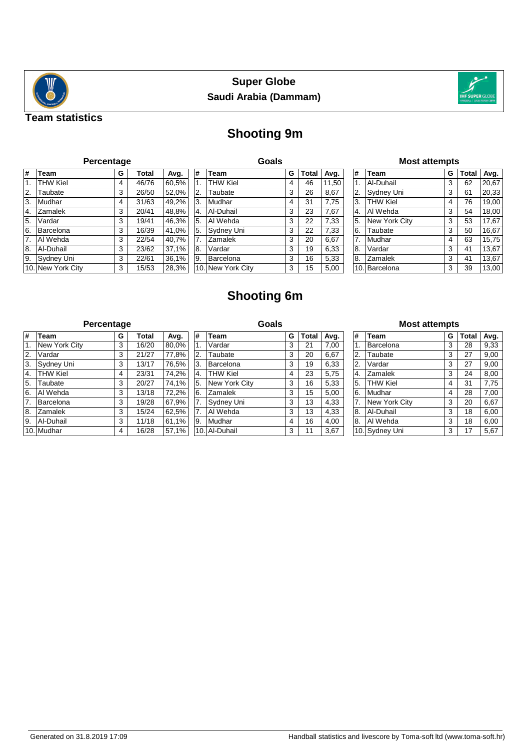**Super Globe**

**Saudi Arabia (Dammam)**

**Team statistics**

# Shooting 9m

### Percentage

| # | Team | G | Total | Avg. |
|---|---|---|---|---|
| 1. | THW Kiel | 4 | 46/76 | 60,5% |
| 2. | Taubate | 3 | 26/50 | 52,0% |
| 3. | Mudhar | 4 | 31/63 | 49,2% |
| 4. | Zamalek | 3 | 20/41 | 48,8% |
| 5. | Vardar | 3 | 19/41 | 46,3% |
| 6. | Barcelona | 3 | 16/39 | 41,0% |
| 7. | Al Wehda | 3 | 22/54 | 40,7% |
| 8. | Al-Duhail | 3 | 23/62 | 37,1% |
| 9. | Sydney Uni | 3 | 22/61 | 36,1% |
| 10. | New York City | 3 | 15/53 | 28,3% |

### Goals

| # | Team | G | Total | Avg. |
|---|---|---|---|---|
| 1. | THW Kiel | 4 | 46 | 11,50 |
| 2. | Taubate | 3 | 26 | 8,67 |
| 3. | Mudhar | 4 | 31 | 7,75 |
| 4. | Al-Duhail | 3 | 23 | 7,67 |
| 5. | Al Wehda | 3 | 22 | 7,33 |
| 5. | Sydney Uni | 3 | 22 | 7,33 |
| 7. | Zamalek | 3 | 20 | 6,67 |
| 8. | Vardar | 3 | 19 | 6,33 |
| 9. | Barcelona | 3 | 16 | 5,33 |
| 10. | New York City | 3 | 15 | 5,00 |

### Most attempts

| # | Team | G | Total | Avg. |
|---|---|---|---|---|
| 1. | Al-Duhail | 3 | 62 | 20,67 |
| 2. | Sydney Uni | 3 | 61 | 20,33 |
| 3. | THW Kiel | 4 | 76 | 19,00 |
| 4. | Al Wehda | 3 | 54 | 18,00 |
| 5. | New York City | 3 | 53 | 17,67 |
| 6. | Taubate | 3 | 50 | 16,67 |
| 7. | Mudhar | 4 | 63 | 15,75 |
| 8. | Vardar | 3 | 41 | 13,67 |
| 8. | Zamalek | 3 | 41 | 13,67 |
| 10. | Barcelona | 3 | 39 | 13,00 |

# Shooting 6m

### Percentage

| # | Team | G | Total | Avg. |
|---|---|---|---|---|
| 1. | New York City | 3 | 16/20 | 80,0% |
| 2. | Vardar | 3 | 21/27 | 77,8% |
| 3. | Sydney Uni | 3 | 13/17 | 76,5% |
| 4. | THW Kiel | 4 | 23/31 | 74,2% |
| 5. | Taubate | 3 | 20/27 | 74,1% |
| 6. | Al Wehda | 3 | 13/18 | 72,2% |
| 7. | Barcelona | 3 | 19/28 | 67,9% |
| 8. | Zamalek | 3 | 15/24 | 62,5% |
| 9. | Al-Duhail | 3 | 11/18 | 61,1% |
| 10. | Mudhar | 4 | 16/28 | 57,1% |

### Goals

| # | Team | G | Total | Avg. |
|---|---|---|---|---|
| 1. | Vardar | 3 | 21 | 7,00 |
| 2. | Taubate | 3 | 20 | 6,67 |
| 3. | Barcelona | 3 | 19 | 6,33 |
| 4. | THW Kiel | 4 | 23 | 5,75 |
| 5. | New York City | 3 | 16 | 5,33 |
| 6. | Zamalek | 3 | 15 | 5,00 |
| 7. | Sydney Uni | 3 | 13 | 4,33 |
| 7. | Al Wehda | 3 | 13 | 4,33 |
| 9. | Mudhar | 4 | 16 | 4,00 |
| 10. | Al-Duhail | 3 | 11 | 3,67 |

### Most attempts

| # | Team | G | Total | Avg. |
|---|---|---|---|---|
| 1. | Barcelona | 3 | 28 | 9,33 |
| 2. | Taubate | 3 | 27 | 9,00 |
| 2. | Vardar | 3 | 27 | 9,00 |
| 4. | Zamalek | 3 | 24 | 8,00 |
| 5. | THW Kiel | 4 | 31 | 7,75 |
| 6. | Mudhar | 4 | 28 | 7,00 |
| 7. | New York City | 3 | 20 | 6,67 |
| 8. | Al-Duhail | 3 | 18 | 6,00 |
| 8. | Al Wehda | 3 | 18 | 6,00 |
| 10. | Sydney Uni | 3 | 17 | 5,67 |

Generated on 31.8.2019 17:09

Handball statistics and livescore by Toma-soft ltd (www.toma-soft.hr)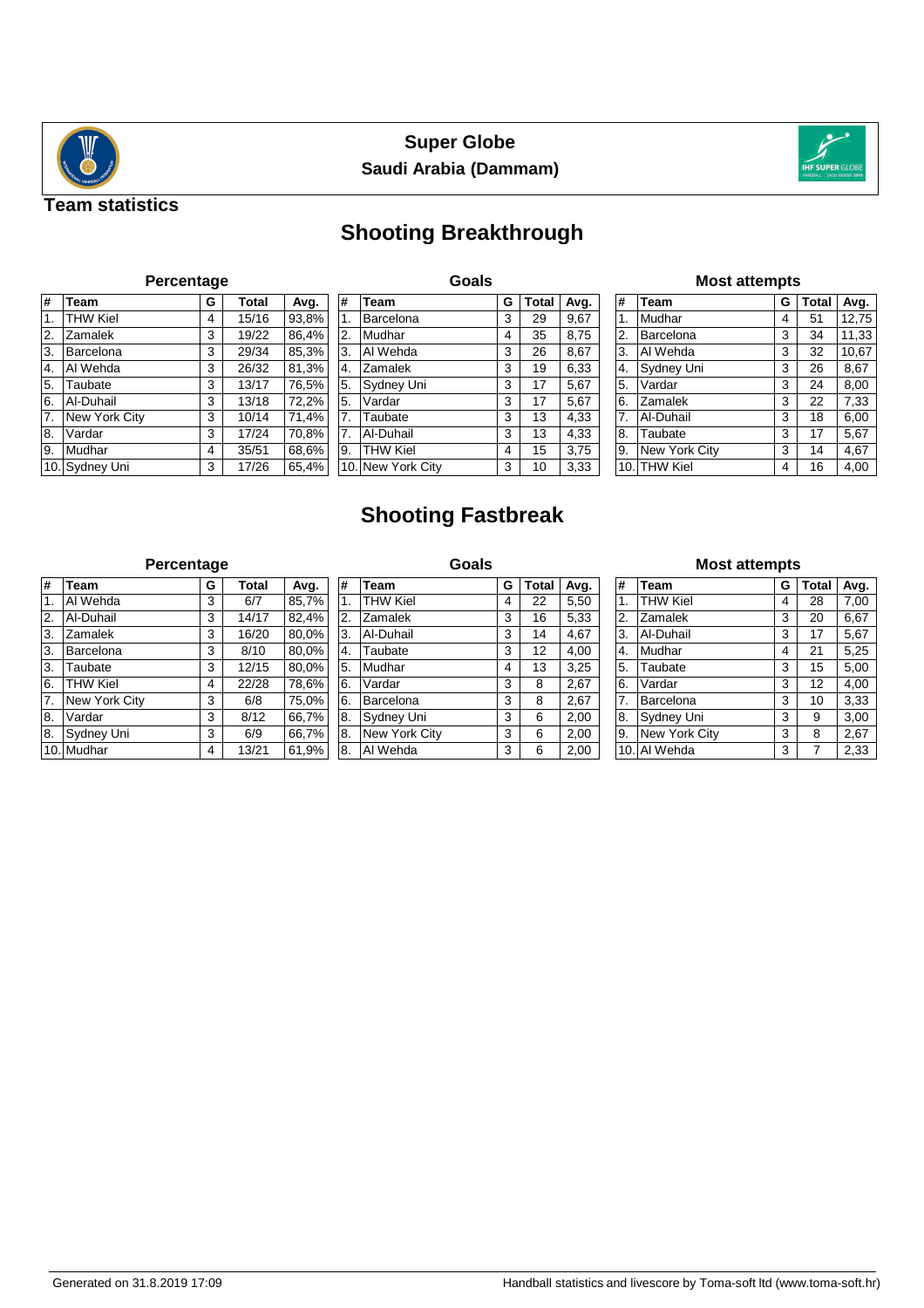# Super Globe

## Saudi Arabia (Dammam)

### Team statistics

## Shooting Breakthrough

### Percentage

| # | Team | G | Total | Avg. |
|---|---|---|---|---|
| 1. | THW Kiel | 4 | 15/16 | 93,8% |
| 2. | Zamalek | 3 | 19/22 | 86,4% |
| 3. | Barcelona | 3 | 29/34 | 85,3% |
| 4. | Al Wehda | 3 | 26/32 | 81,3% |
| 5. | Taubate | 3 | 13/17 | 76,5% |
| 6. | Al-Duhail | 3 | 13/18 | 72,2% |
| 7. | New York City | 3 | 10/14 | 71,4% |
| 8. | Vardar | 3 | 17/24 | 70,8% |
| 9. | Mudhar | 4 | 35/51 | 68,6% |
| 10. | Sydney Uni | 3 | 17/26 | 65,4% |

### Goals

| # | Team | G | Total | Avg. |
|---|---|---|---|---|
| 1. | Barcelona | 3 | 29 | 9,67 |
| 2. | Mudhar | 4 | 35 | 8,75 |
| 3. | Al Wehda | 3 | 26 | 8,67 |
| 4. | Zamalek | 3 | 19 | 6,33 |
| 5. | Sydney Uni | 3 | 17 | 5,67 |
| 5. | Vardar | 3 | 17 | 5,67 |
| 7. | Taubate | 3 | 13 | 4,33 |
| 7. | Al-Duhail | 3 | 13 | 4,33 |
| 9. | THW Kiel | 4 | 15 | 3,75 |
| 10. | New York City | 3 | 10 | 3,33 |

### Most attempts

| # | Team | G | Total | Avg. |
|---|---|---|---|---|
| 1. | Mudhar | 4 | 51 | 12,75 |
| 2. | Barcelona | 3 | 34 | 11,33 |
| 3. | Al Wehda | 3 | 32 | 10,67 |
| 4. | Sydney Uni | 3 | 26 | 8,67 |
| 5. | Vardar | 3 | 24 | 8,00 |
| 6. | Zamalek | 3 | 22 | 7,33 |
| 7. | Al-Duhail | 3 | 18 | 6,00 |
| 8. | Taubate | 3 | 17 | 5,67 |
| 9. | New York City | 3 | 14 | 4,67 |
| 10. | THW Kiel | 4 | 16 | 4,00 |

## Shooting Fastbreak

### Percentage

| # | Team | G | Total | Avg. |
|---|---|---|---|---|
| 1. | Al Wehda | 3 | 6/7 | 85,7% |
| 2. | Al-Duhail | 3 | 14/17 | 82,4% |
| 3. | Zamalek | 3 | 16/20 | 80,0% |
| 3. | Barcelona | 3 | 8/10 | 80,0% |
| 3. | Taubate | 3 | 12/15 | 80,0% |
| 6. | THW Kiel | 4 | 22/28 | 78,6% |
| 7. | New York City | 3 | 6/8 | 75,0% |
| 8. | Vardar | 3 | 8/12 | 66,7% |
| 8. | Sydney Uni | 3 | 6/9 | 66,7% |
| 10. | Mudhar | 4 | 13/21 | 61,9% |

### Goals

| # | Team | G | Total | Avg. |
|---|---|---|---|---|
| 1. | THW Kiel | 4 | 22 | 5,50 |
| 2. | Zamalek | 3 | 16 | 5,33 |
| 3. | Al-Duhail | 3 | 14 | 4,67 |
| 4. | Taubate | 3 | 12 | 4,00 |
| 5. | Mudhar | 4 | 13 | 3,25 |
| 6. | Vardar | 3 | 8 | 2,67 |
| 6. | Barcelona | 3 | 8 | 2,67 |
| 8. | Sydney Uni | 3 | 6 | 2,00 |
| 8. | New York City | 3 | 6 | 2,00 |
| 8. | Al Wehda | 3 | 6 | 2,00 |

### Most attempts

| # | Team | G | Total | Avg. |
|---|---|---|---|---|
| 1. | THW Kiel | 4 | 28 | 7,00 |
| 2. | Zamalek | 3 | 20 | 6,67 |
| 3. | Al-Duhail | 3 | 17 | 5,67 |
| 4. | Mudhar | 4 | 21 | 5,25 |
| 5. | Taubate | 3 | 15 | 5,00 |
| 6. | Vardar | 3 | 12 | 4,00 |
| 7. | Barcelona | 3 | 10 | 3,33 |
| 8. | Sydney Uni | 3 | 9 | 3,00 |
| 9. | New York City | 3 | 8 | 2,67 |
| 10. | Al Wehda | 3 | 7 | 2,33 |

Generated on 31.8.2019 17:09

Handball statistics and livescore by Toma-soft ltd (www.toma-soft.hr)